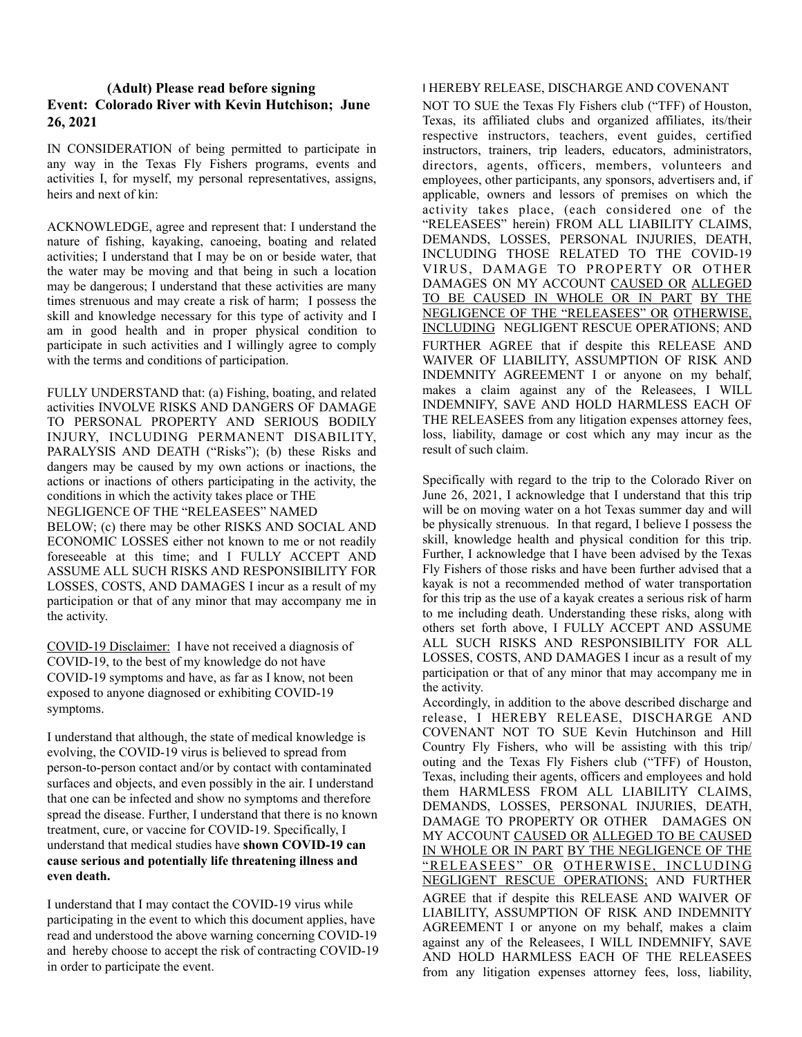**(Adult) Please read before signing**
**Event: Colorado River with Kevin Hutchison; June 26, 2021**

IN CONSIDERATION of being permitted to participate in any way in the Texas Fly Fishers programs, events and activities I, for myself, my personal representatives, assigns, heirs and next of kin:

ACKNOWLEDGE, agree and represent that: I understand the nature of fishing, kayaking, canoeing, boating and related activities; I understand that I may be on or beside water, that the water may be moving and that being in such a location may be dangerous; I understand that these activities are many times strenuous and may create a risk of harm; I possess the skill and knowledge necessary for this type of activity and I am in good health and in proper physical condition to participate in such activities and I willingly agree to comply with the terms and conditions of participation.

FULLY UNDERSTAND that: (a) Fishing, boating, and related activities INVOLVE RISKS AND DANGERS OF DAMAGE TO PERSONAL PROPERTY AND SERIOUS BODILY INJURY, INCLUDING PERMANENT DISABILITY, PARALYSIS AND DEATH ("Risks"); (b) these Risks and dangers may be caused by my own actions or inactions, the actions or inactions of others participating in the activity, the conditions in which the activity takes place or THE NEGLIGENCE OF THE "RELEASEES" NAMED BELOW; (c) there may be other RISKS AND SOCIAL AND ECONOMIC LOSSES either not known to me or not readily foreseeable at this time; and I FULLY ACCEPT AND ASSUME ALL SUCH RISKS AND RESPONSIBILITY FOR LOSSES, COSTS, AND DAMAGES I incur as a result of my participation or that of any minor that may accompany me in the activity.

<u>COVID-19 Disclaimer:</u> I have not received a diagnosis of COVID-19, to the best of my knowledge do not have COVID-19 symptoms and have, as far as I know, not been exposed to anyone diagnosed or exhibiting COVID-19 symptoms.

I understand that although, the state of medical knowledge is evolving, the COVID-19 virus is believed to spread from person-to-person contact and/or by contact with contaminated surfaces and objects, and even possibly in the air. I understand that one can be infected and show no symptoms and therefore spread the disease. Further, I understand that there is no known treatment, cure, or vaccine for COVID-19. Specifically, I understand that medical studies have **shown COVID-19 can cause serious and potentially life threatening illness and even death.**

I understand that I may contact the COVID-19 virus while participating in the event to which this document applies, have read and understood the above warning concerning COVID-19 and hereby choose to accept the risk of contracting COVID-19 in order to participate the event.

I HEREBY RELEASE, DISCHARGE AND COVENANT NOT TO SUE the Texas Fly Fishers club ("TFF) of Houston, Texas, its affiliated clubs and organized affiliates, its/their respective instructors, teachers, event guides, certified instructors, trainers, trip leaders, educators, administrators, directors, agents, officers, members, volunteers and employees, other participants, any sponsors, advertisers and, if applicable, owners and lessors of premises on which the activity takes place, (each considered one of the "RELEASEES" herein) FROM ALL LIABILITY CLAIMS, DEMANDS, LOSSES, PERSONAL INJURIES, DEATH, INCLUDING THOSE RELATED TO THE COVID-19 VIRUS, DAMAGE TO PROPERTY OR OTHER DAMAGES ON MY ACCOUNT <u>CAUSED OR</u> <u>ALLEGED TO BE CAUSED IN WHOLE OR IN PART</u> <u>BY THE NEGLIGENCE OF THE "RELEASEES" OR</u> <u>OTHERWISE, INCLUDING</u> NEGLIGENT RESCUE OPERATIONS; AND FURTHER AGREE that if despite this RELEASE AND WAIVER OF LIABILITY, ASSUMPTION OF RISK AND INDEMNITY AGREEMENT I or anyone on my behalf, makes a claim against any of the Releasees, I WILL INDEMNIFY, SAVE AND HOLD HARMLESS EACH OF THE RELEASEES from any litigation expenses attorney fees, loss, liability, damage or cost which any may incur as the result of such claim.

Specifically with regard to the trip to the Colorado River on June 26, 2021, I acknowledge that I understand that this trip will be on moving water on a hot Texas summer day and will be physically strenuous. In that regard, I believe I possess the skill, knowledge health and physical condition for this trip. Further, I acknowledge that I have been advised by the Texas Fly Fishers of those risks and have been further advised that a kayak is not a recommended method of water transportation for this trip as the use of a kayak creates a serious risk of harm to me including death. Understanding these risks, along with others set forth above, I FULLY ACCEPT AND ASSUME ALL SUCH RISKS AND RESPONSIBILITY FOR ALL LOSSES, COSTS, AND DAMAGES I incur as a result of my participation or that of any minor that may accompany me in the activity.

Accordingly, in addition to the above described discharge and release, I HEREBY RELEASE, DISCHARGE AND COVENANT NOT TO SUE Kevin Hutchinson and Hill Country Fly Fishers, who will be assisting with this trip/ outing and the Texas Fly Fishers club ("TFF) of Houston, Texas, including their agents, officers and employees and hold them HARMLESS FROM ALL LIABILITY CLAIMS, DEMANDS, LOSSES, PERSONAL INJURIES, DEATH, DAMAGE TO PROPERTY OR OTHER DAMAGES ON MY ACCOUNT <u>CAUSED OR</u> <u>ALLEGED TO BE CAUSED IN WHOLE OR IN PART</u> <u>BY THE NEGLIGENCE OF THE "RELEASEES" OR</u> <u>OTHERWISE, INCLUDING NEGLIGENT RESCUE OPERATIONS;</u> AND FURTHER AGREE that if despite this RELEASE AND WAIVER OF LIABILITY, ASSUMPTION OF RISK AND INDEMNITY AGREEMENT I or anyone on my behalf, makes a claim against any of the Releasees, I WILL INDEMNIFY, SAVE AND HOLD HARMLESS EACH OF THE RELEASEES from any litigation expenses attorney fees, loss, liability,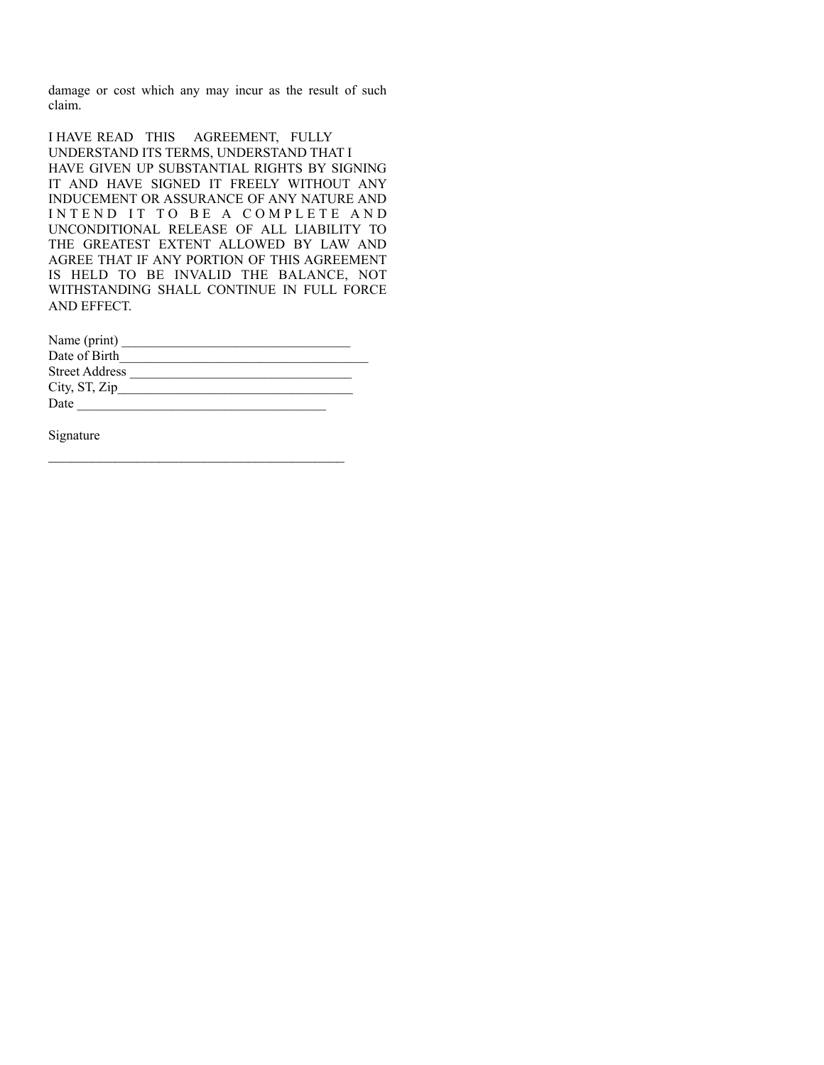damage or cost which any may incur as the result of such claim.

I HAVE READ THIS AGREEMENT, FULLY UNDERSTAND ITS TERMS, UNDERSTAND THAT I HAVE GIVEN UP SUBSTANTIAL RIGHTS BY SIGNING IT AND HAVE SIGNED IT FREELY WITHOUT ANY INDUCEMENT OR ASSURANCE OF ANY NATURE AND INTEND IT TO BE A COMPLETE AND UNCONDITIONAL RELEASE OF ALL LIABILITY TO THE GREATEST EXTENT ALLOWED BY LAW AND AGREE THAT IF ANY PORTION OF THIS AGREEMENT IS HELD TO BE INVALID THE BALANCE, NOT WITHSTANDING SHALL CONTINUE IN FULL FORCE AND EFFECT.

Name (print) ___________________________________
Date of Birth_____________________________________
Street Address ___________________________________
City, ST, Zip_____________________________________
Date ______________________________________

Signature
_____________________________________________